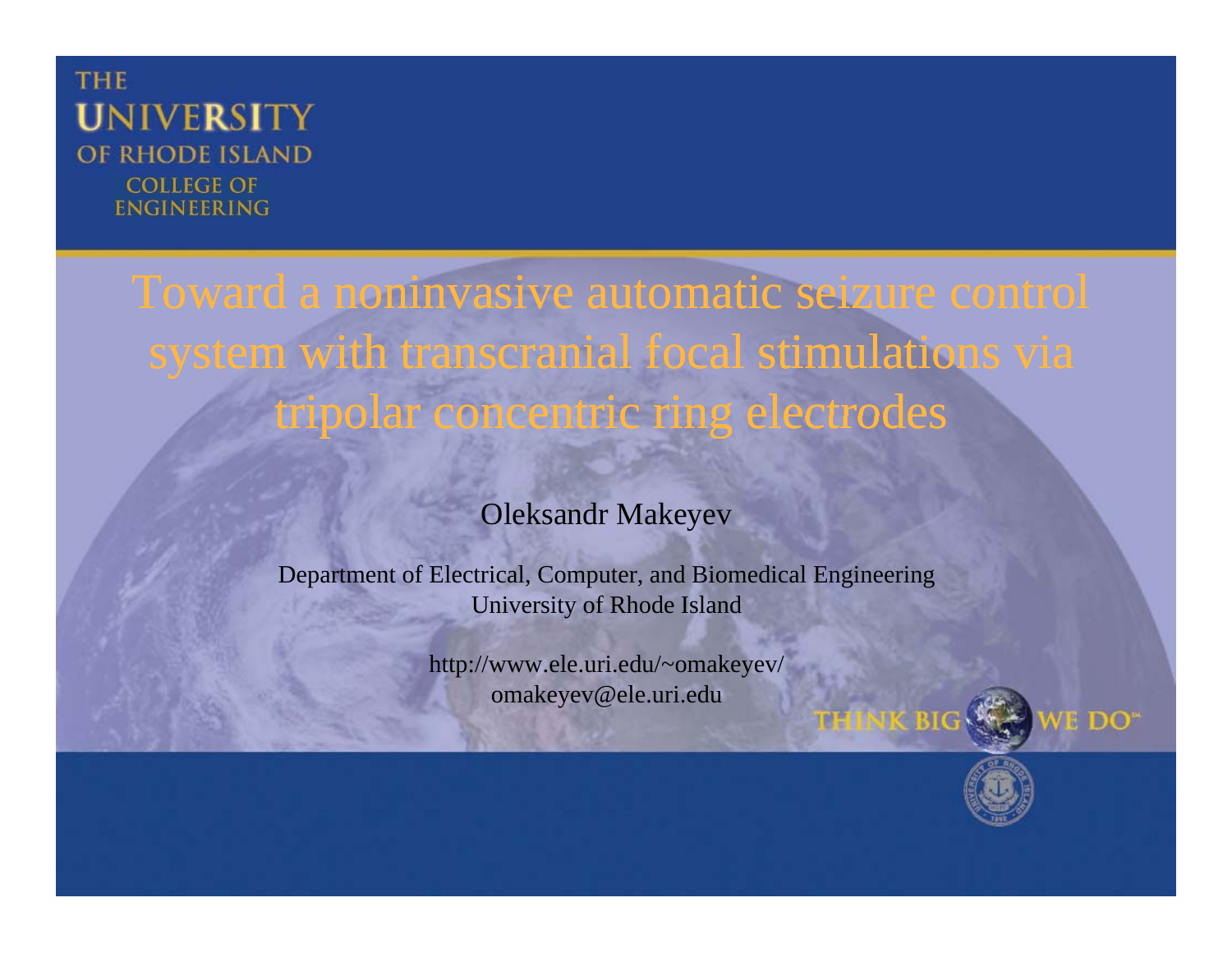THE UNIVERSITY OF RHODE ISLAND
COLLEGE OF ENGINEERING

# Toward a noninvasive automatic seizure control system with transcranial focal stimulations via tripolar concentric ring electrodes

Oleksandr Makeyev

Department of Electrical, Computer, and Biomedical Engineering
University of Rhode Island

http://www.ele.uri.edu/~omakeyev/
omakeyev@ele.uri.edu

THINK BIG WE DO℠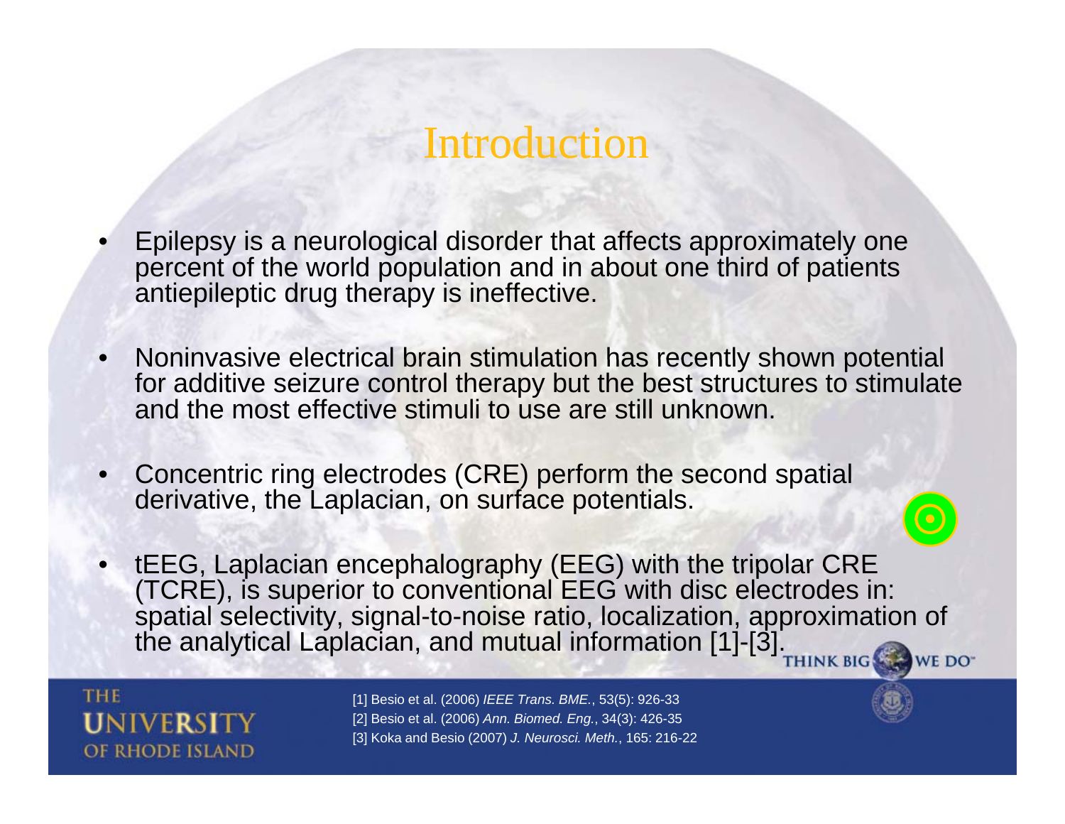# Introduction

- Epilepsy is a neurological disorder that affects approximately one percent of the world population and in about one third of patients antiepileptic drug therapy is ineffective.
- Noninvasive electrical brain stimulation has recently shown potential for additive seizure control therapy but the best structures to stimulate and the most effective stimuli to use are still unknown.
- Concentric ring electrodes (CRE) perform the second spatial derivative, the Laplacian, on surface potentials.
- tEEG, Laplacian encephalography (EEG) with the tripolar CRE (TCRE), is superior to conventional EEG with disc electrodes in: spatial selectivity, signal-to-noise ratio, localization, approximation of the analytical Laplacian, and mutual information [1]-[3].

[1] Besio et al. (2006) *IEEE Trans. BME.*, 53(5): 926-33
[2] Besio et al. (2006) *Ann. Biomed. Eng.*, 34(3): 426-35
[3] Koka and Besio (2007) *J. Neurosci. Meth.*, 165: 216-22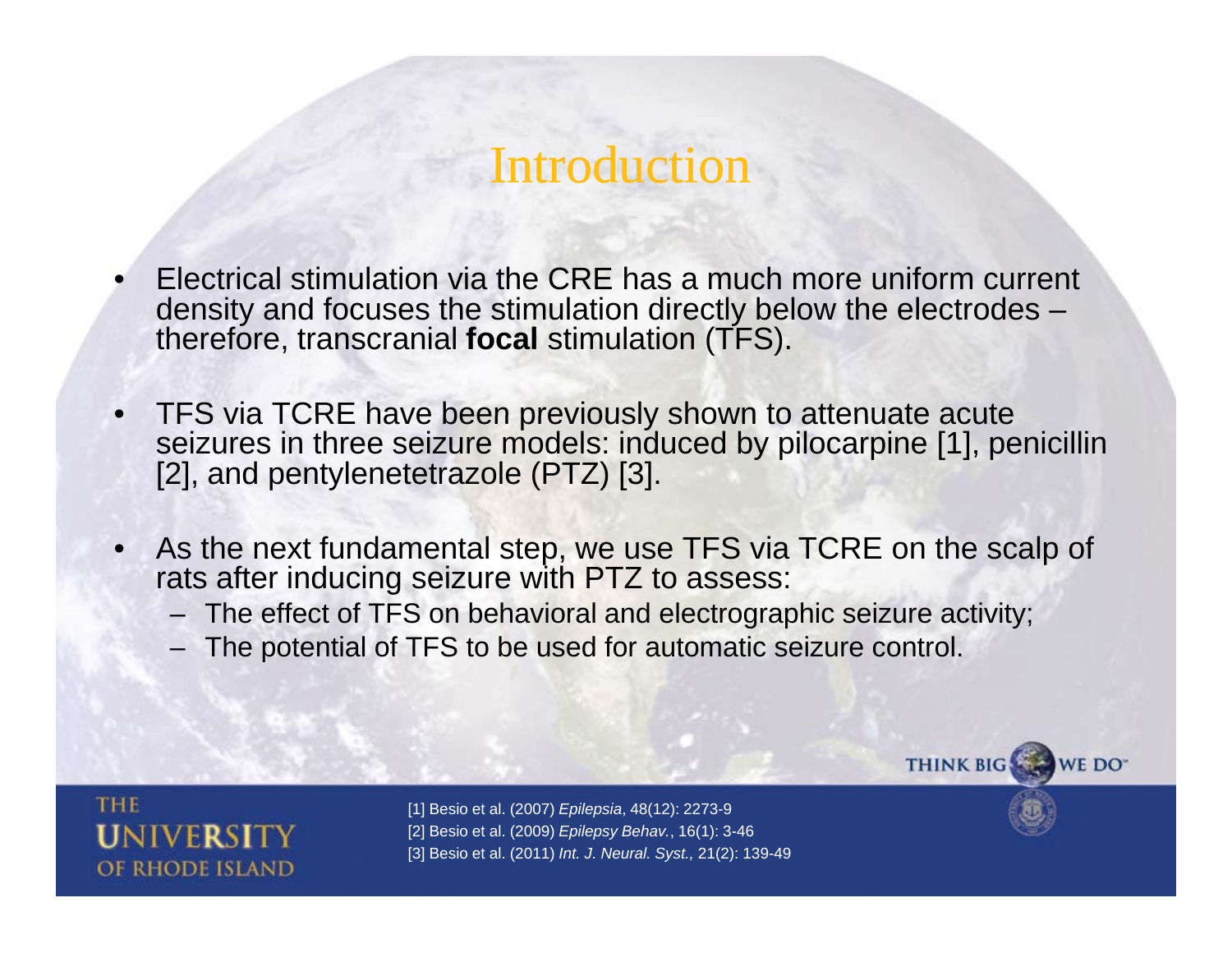# Introduction

- Electrical stimulation via the CRE has a much more uniform current density and focuses the stimulation directly below the electrodes – therefore, transcranial **focal** stimulation (TFS).
- TFS via TCRE have been previously shown to attenuate acute seizures in three seizure models: induced by pilocarpine [1], penicillin [2], and pentylenetetrazole (PTZ) [3].
- As the next fundamental step, we use TFS via TCRE on the scalp of rats after inducing seizure with PTZ to assess:
  - The effect of TFS on behavioral and electrographic seizure activity;
  - The potential of TFS to be used for automatic seizure control.

[1] Besio et al. (2007) *Epilepsia*, 48(12): 2273-9
[2] Besio et al. (2009) *Epilepsy Behav.*, 16(1): 3-46
[3] Besio et al. (2011) *Int. J. Neural. Syst.,* 21(2): 139-49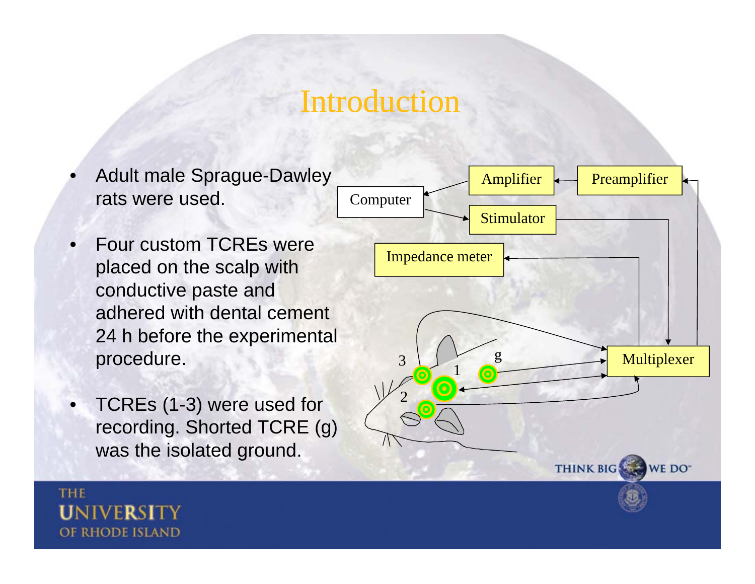# Introduction

- Adult male Sprague-Dawley rats were used.
- Four custom TCREs were placed on the scalp with conductive paste and adhered with dental cement 24 h before the experimental procedure.
- TCREs (1-3) were used for recording. Shorted TCRE (g) was the isolated ground.

Computer

Amplifier

Preamplifier

Stimulator

Impedance meter

Multiplexer

3

1

g

2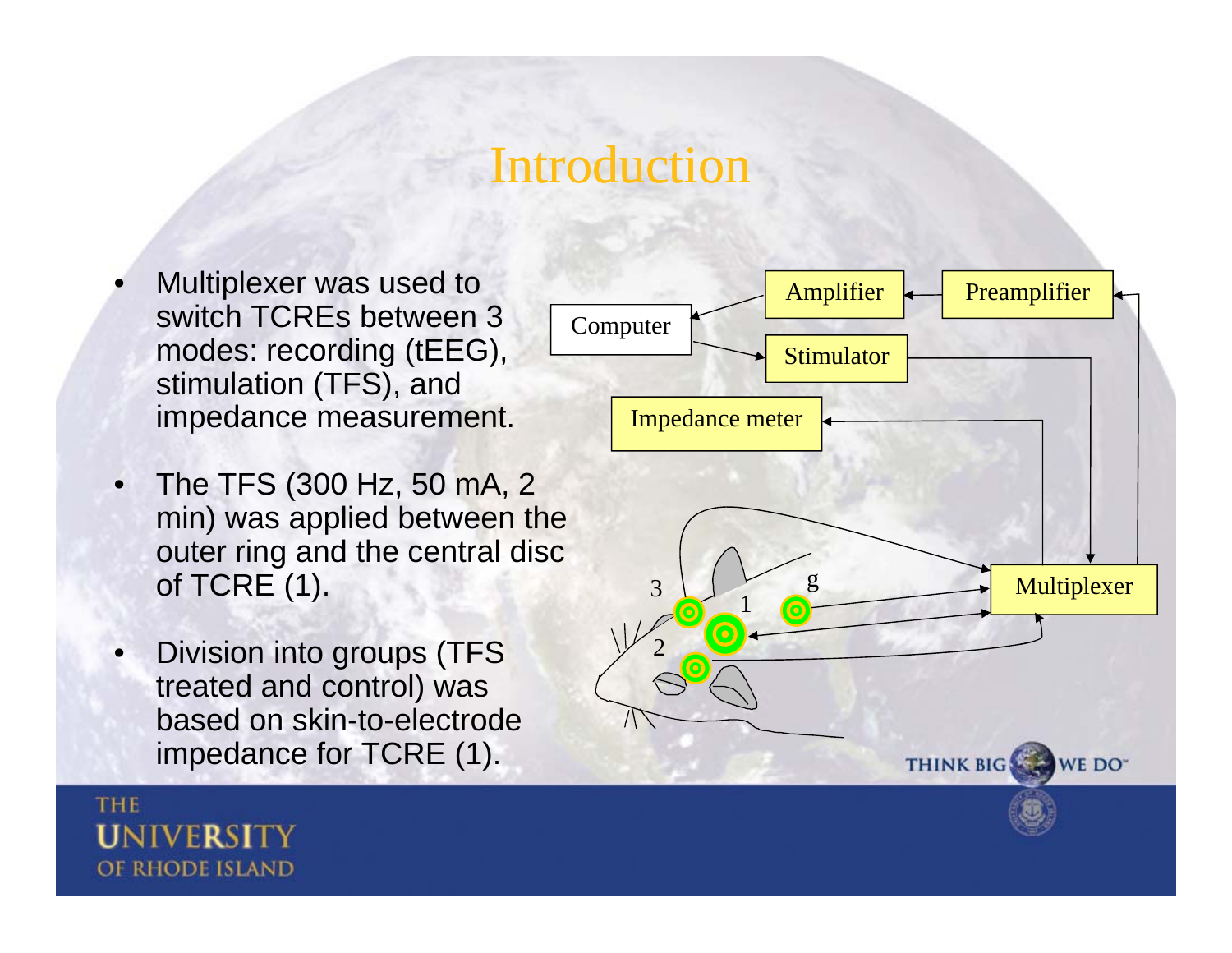# Introduction

- Multiplexer was used to switch TCREs between 3 modes: recording (tEEG), stimulation (TFS), and impedance measurement.
- The TFS (300 Hz, 50 mA, 2 min) was applied between the outer ring and the central disc of TCRE (1).
- Division into groups (TFS treated and control) was based on skin-to-electrode impedance for TCRE (1).

Computer

Amplifier

Preamplifier

Stimulator

Impedance meter

Multiplexer

3

1

g

2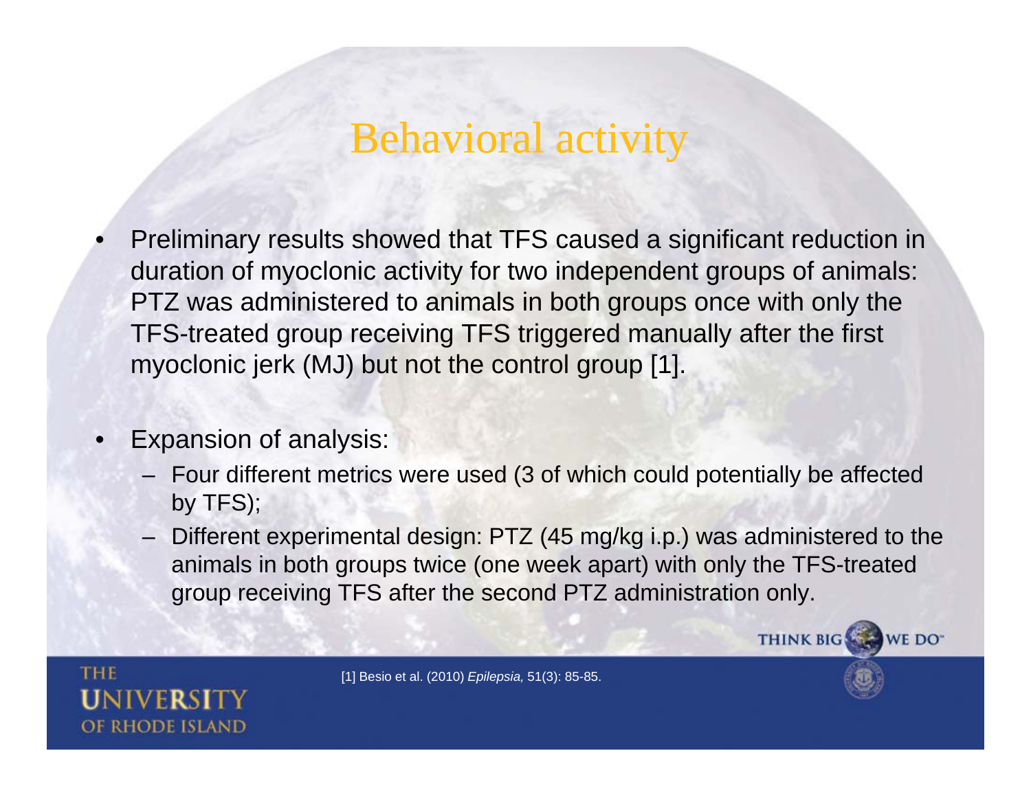# Behavioral activity

- Preliminary results showed that TFS caused a significant reduction in duration of myoclonic activity for two independent groups of animals: PTZ was administered to animals in both groups once with only the TFS-treated group receiving TFS triggered manually after the first myoclonic jerk (MJ) but not the control group [1].

- Expansion of analysis:
  - Four different metrics were used (3 of which could potentially be affected by TFS);
  - Different experimental design: PTZ (45 mg/kg i.p.) was administered to the animals in both groups twice (one week apart) with only the TFS-treated group receiving TFS after the second PTZ administration only.

[1] Besio et al. (2010) *Epilepsia,* 51(3): 85-85.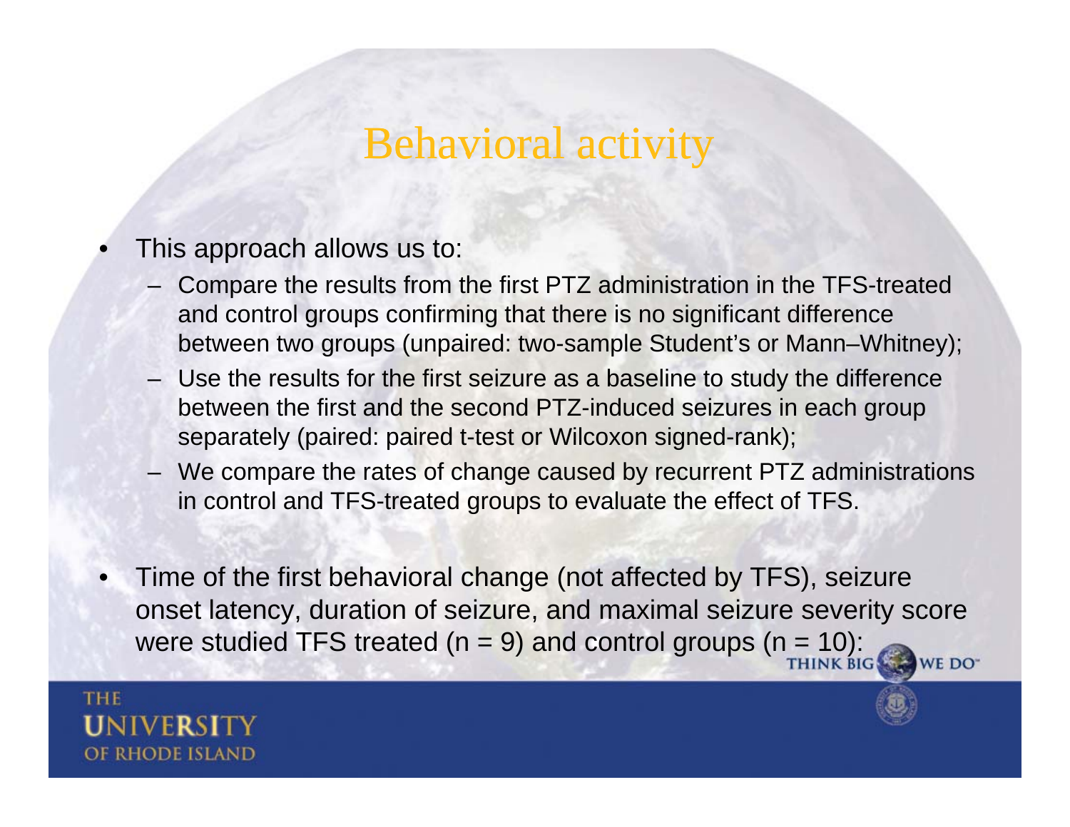# Behavioral activity

- This approach allows us to:
  - Compare the results from the first PTZ administration in the TFS-treated and control groups confirming that there is no significant difference between two groups (unpaired: two-sample Student's or Mann–Whitney);
  - Use the results for the first seizure as a baseline to study the difference between the first and the second PTZ-induced seizures in each group separately (paired: paired t-test or Wilcoxon signed-rank);
  - We compare the rates of change caused by recurrent PTZ administrations in control and TFS-treated groups to evaluate the effect of TFS.

- Time of the first behavioral change (not affected by TFS), seizure onset latency, duration of seizure, and maximal seizure severity score were studied TFS treated (n = 9) and control groups (n = 10):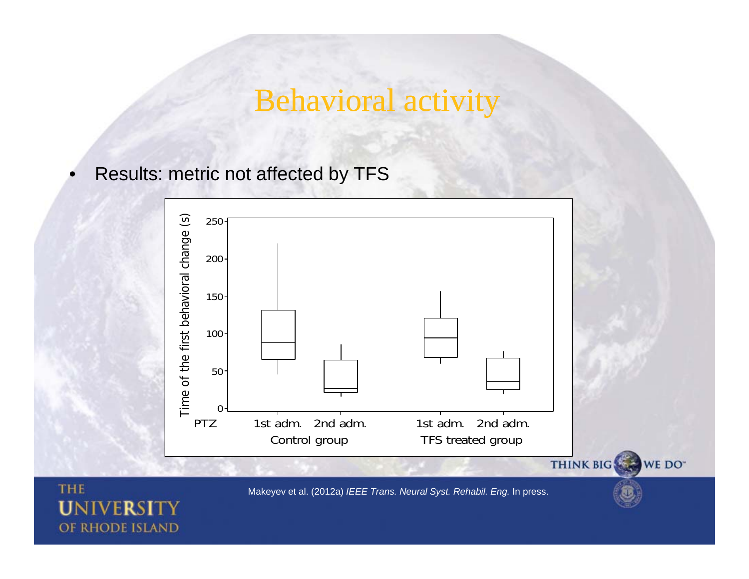# Behavioral activity

- Results: metric not affected by TFS

Time of the first behavioral change (s)

PTZ | 1st adm. | 2nd adm. | 1st adm. | 2nd adm.

Control group | TFS treated group

Makeyev et al. (2012a) *IEEE Trans. Neural Syst. Rehabil. Eng.* In press.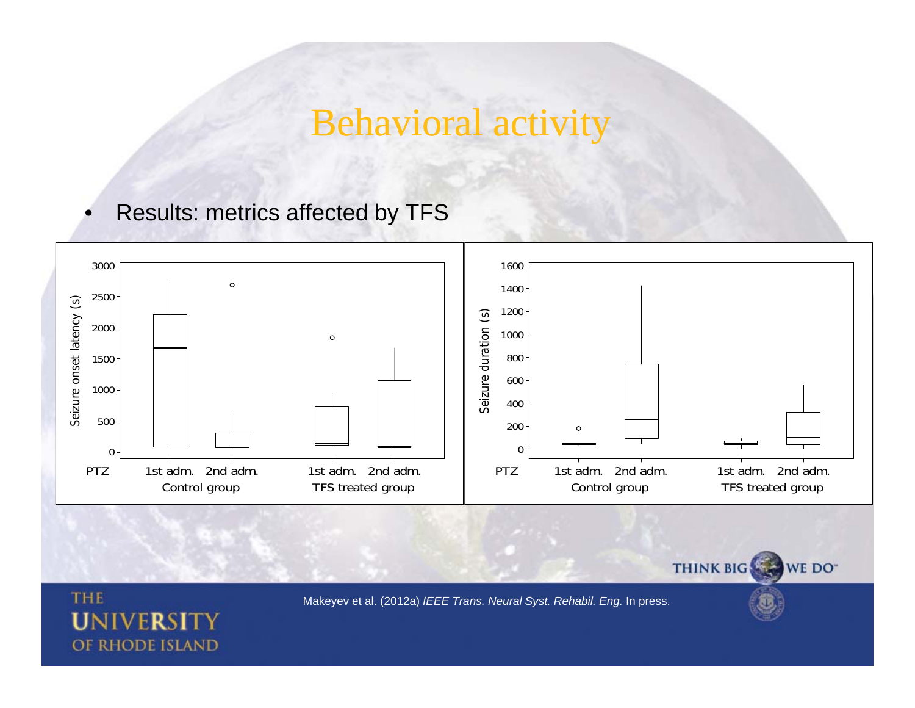# Behavioral activity

- Results: metrics affected by TFS

Seizure onset latency (s)

PTZ | 1st adm. | 2nd adm. (Control group) | 1st adm. | 2nd adm. (TFS treated group)

Seizure duration (s)

PTZ | 1st adm. | 2nd adm. (Control group) | 1st adm. | 2nd adm. (TFS treated group)

Makeyev et al. (2012a) *IEEE Trans. Neural Syst. Rehabil. Eng.* In press.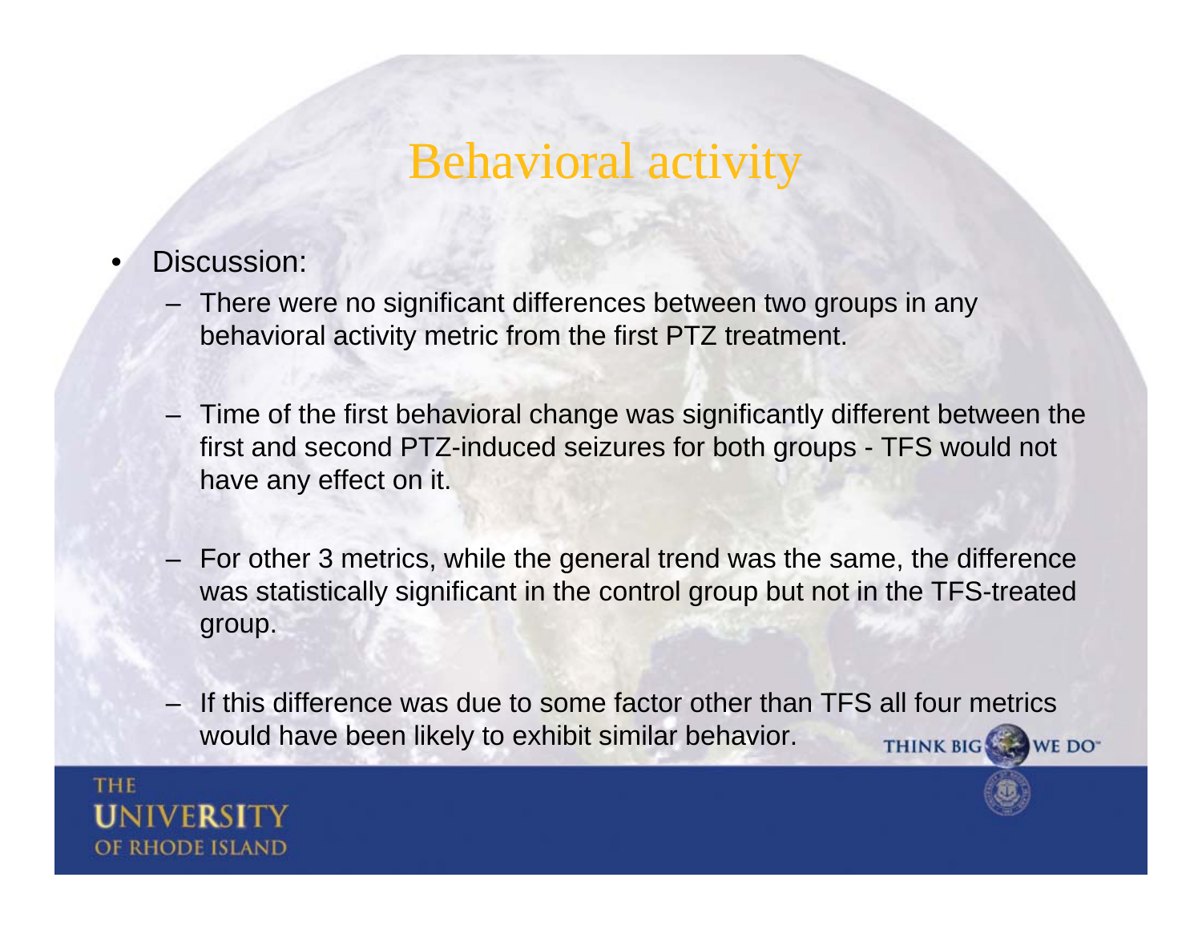# Behavioral activity

- Discussion:
  - There were no significant differences between two groups in any behavioral activity metric from the first PTZ treatment.
  - Time of the first behavioral change was significantly different between the first and second PTZ-induced seizures for both groups - TFS would not have any effect on it.
  - For other 3 metrics, while the general trend was the same, the difference was statistically significant in the control group but not in the TFS-treated group.
  - If this difference was due to some factor other than TFS all four metrics would have been likely to exhibit similar behavior.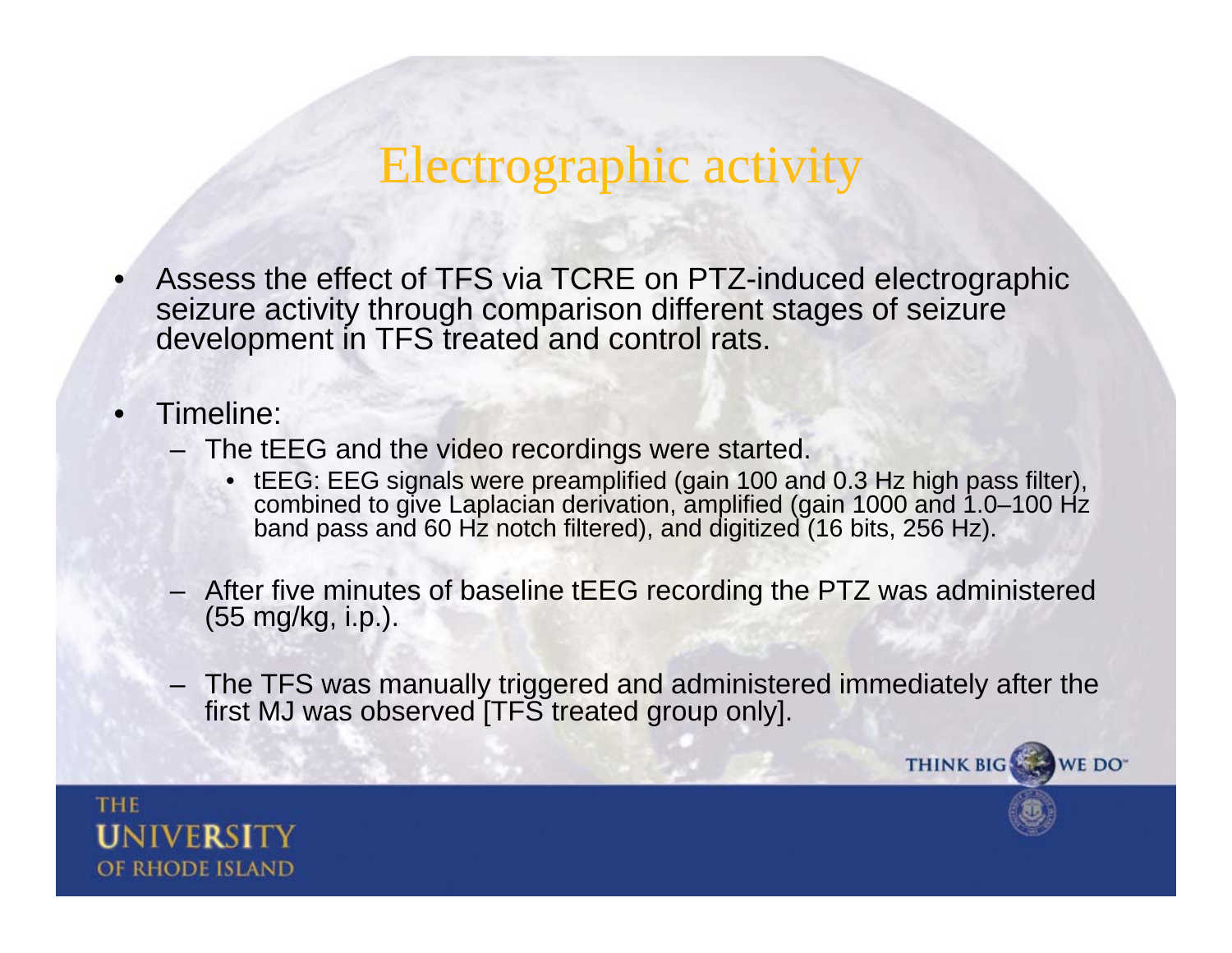# Electrographic activity

- Assess the effect of TFS via TCRE on PTZ-induced electrographic seizure activity through comparison different stages of seizure development in TFS treated and control rats.

- Timeline:
  - The tEEG and the video recordings were started.
    - tEEG: EEG signals were preamplified (gain 100 and 0.3 Hz high pass filter), combined to give Laplacian derivation, amplified (gain 1000 and 1.0–100 Hz band pass and 60 Hz notch filtered), and digitized (16 bits, 256 Hz).
  - After five minutes of baseline tEEG recording the PTZ was administered (55 mg/kg, i.p.).
  - The TFS was manually triggered and administered immediately after the first MJ was observed [TFS treated group only].

THINK BIG WE DO

THE UNIVERSITY OF RHODE ISLAND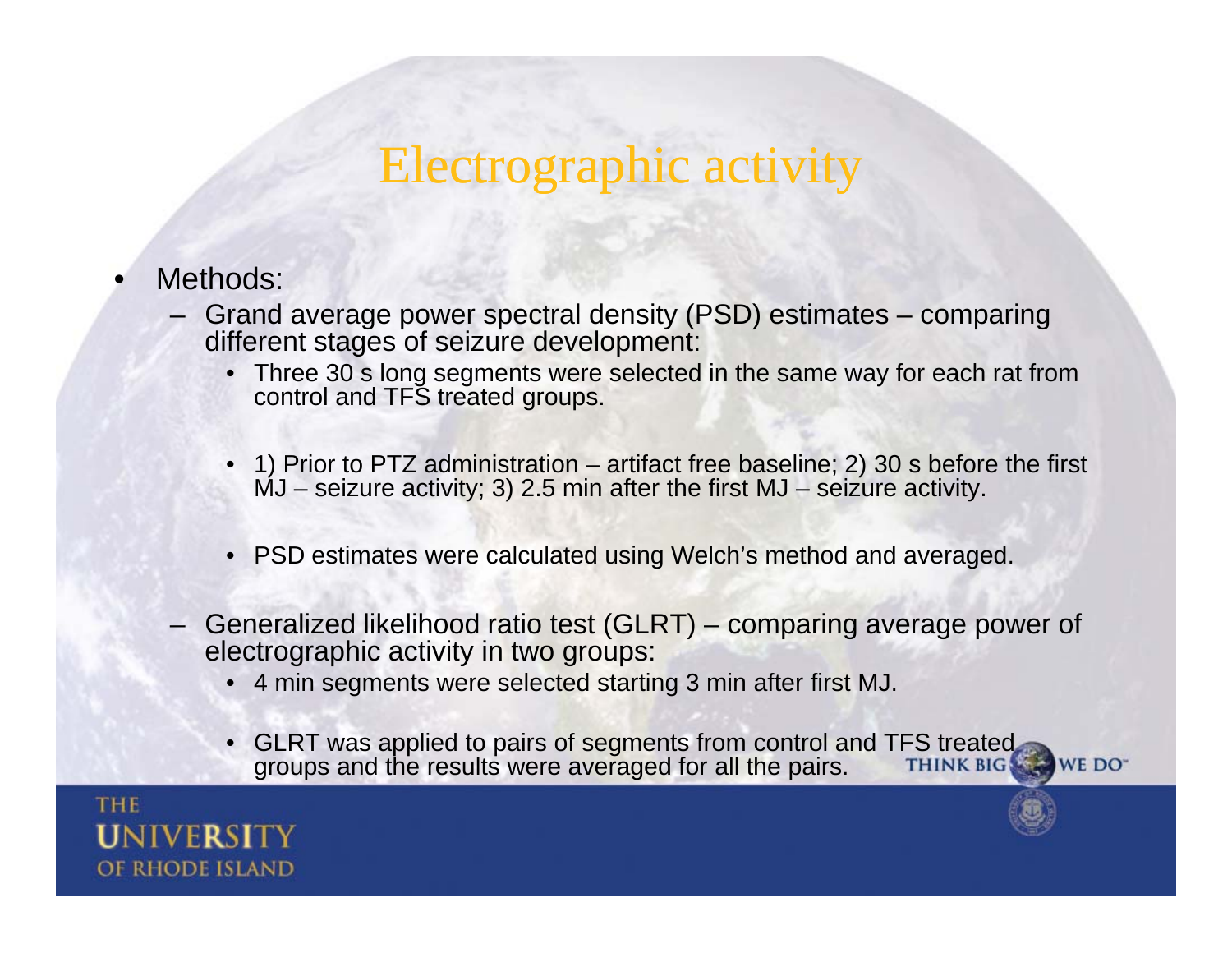# Electrographic activity

- Methods:
  - Grand average power spectral density (PSD) estimates – comparing different stages of seizure development:
    - Three 30 s long segments were selected in the same way for each rat from control and TFS treated groups.
    - 1) Prior to PTZ administration – artifact free baseline; 2) 30 s before the first MJ – seizure activity; 3) 2.5 min after the first MJ – seizure activity.
    - PSD estimates were calculated using Welch's method and averaged.
  - Generalized likelihood ratio test (GLRT) – comparing average power of electrographic activity in two groups:
    - 4 min segments were selected starting 3 min after first MJ.
    - GLRT was applied to pairs of segments from control and TFS treated groups and the results were averaged for all the pairs.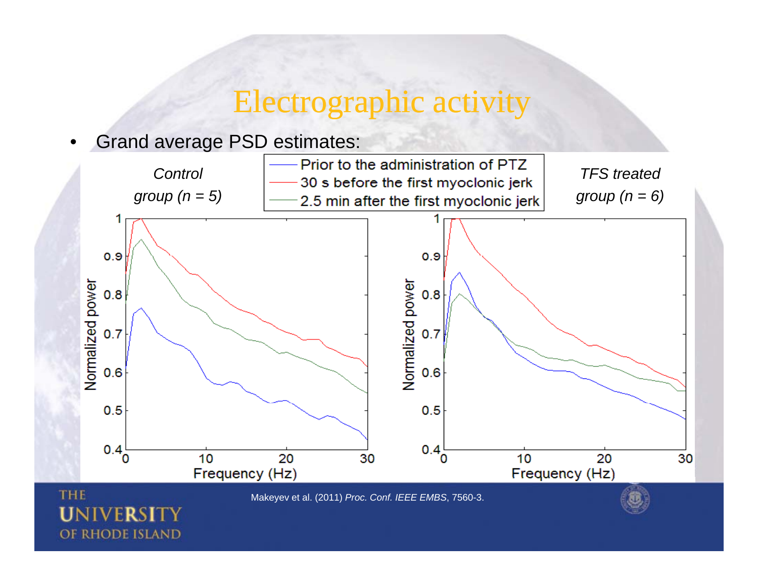# Electrographic activity

- Grand average PSD estimates:

*Control group (n = 5)*

*TFS treated group (n = 6)*

Legend:
- Prior to the administration of PTZ
- 30 s before the first myoclonic jerk
- 2.5 min after the first myoclonic jerk

Makeyev et al. (2011) *Proc. Conf. IEEE EMBS*, 7560-3.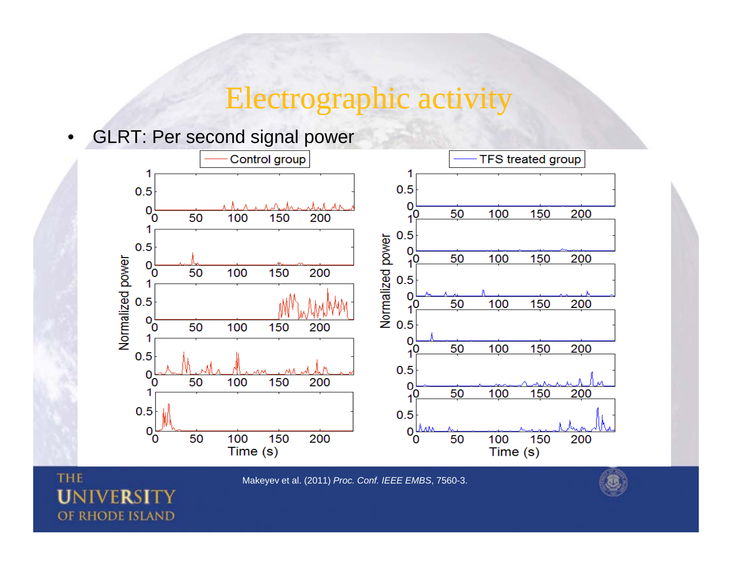# Electrographic activity

- GLRT: Per second signal power

Makeyev et al. (2011) *Proc. Conf. IEEE EMBS*, 7560-3.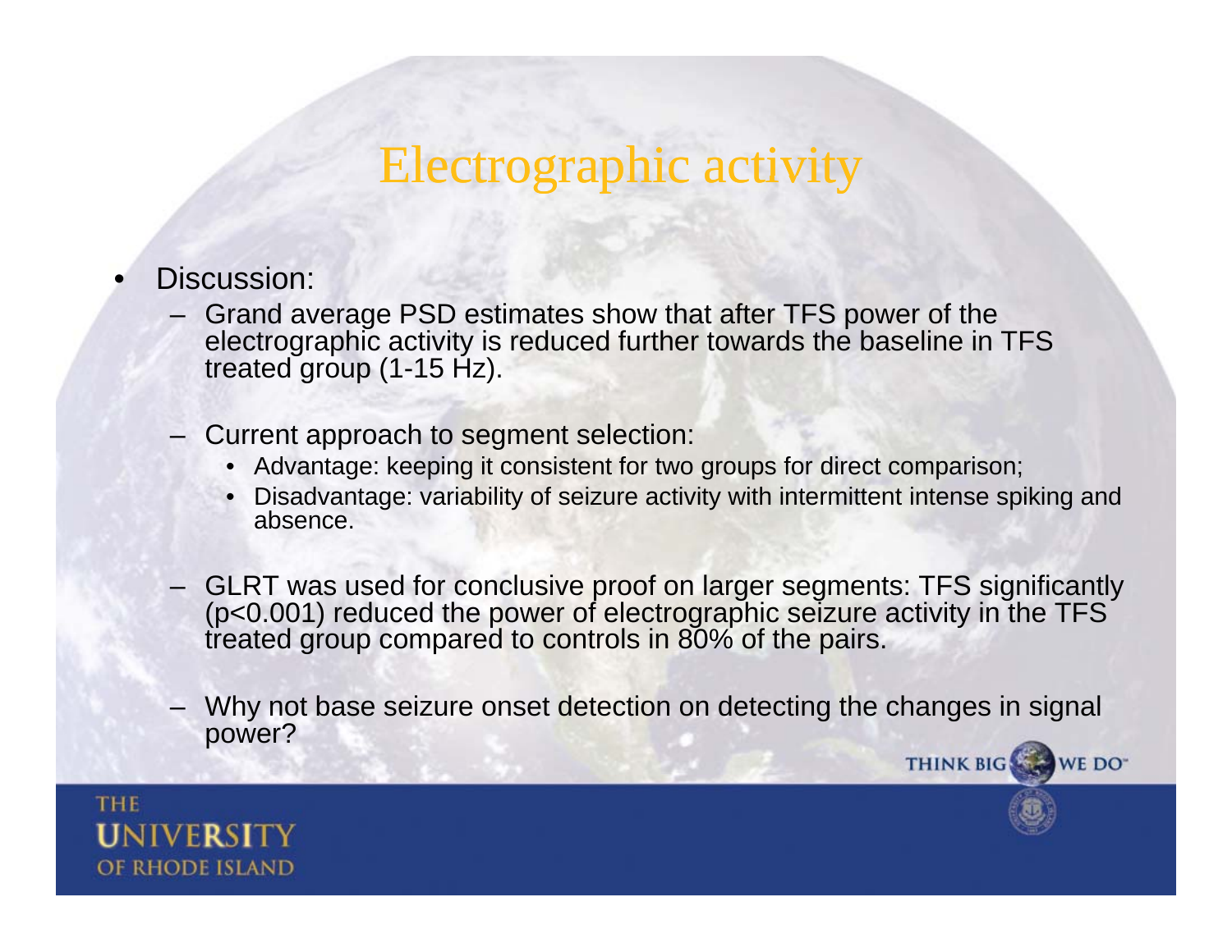# Electrographic activity

- Discussion:
  - Grand average PSD estimates show that after TFS power of the electrographic activity is reduced further towards the baseline in TFS treated group (1-15 Hz).
  - Current approach to segment selection:
    - Advantage: keeping it consistent for two groups for direct comparison;
    - Disadvantage: variability of seizure activity with intermittent intense spiking and absence.
  - GLRT was used for conclusive proof on larger segments: TFS significantly ($p<0.001$) reduced the power of electrographic seizure activity in the TFS treated group compared to controls in 80% of the pairs.
  - Why not base seizure onset detection on detecting the changes in signal power?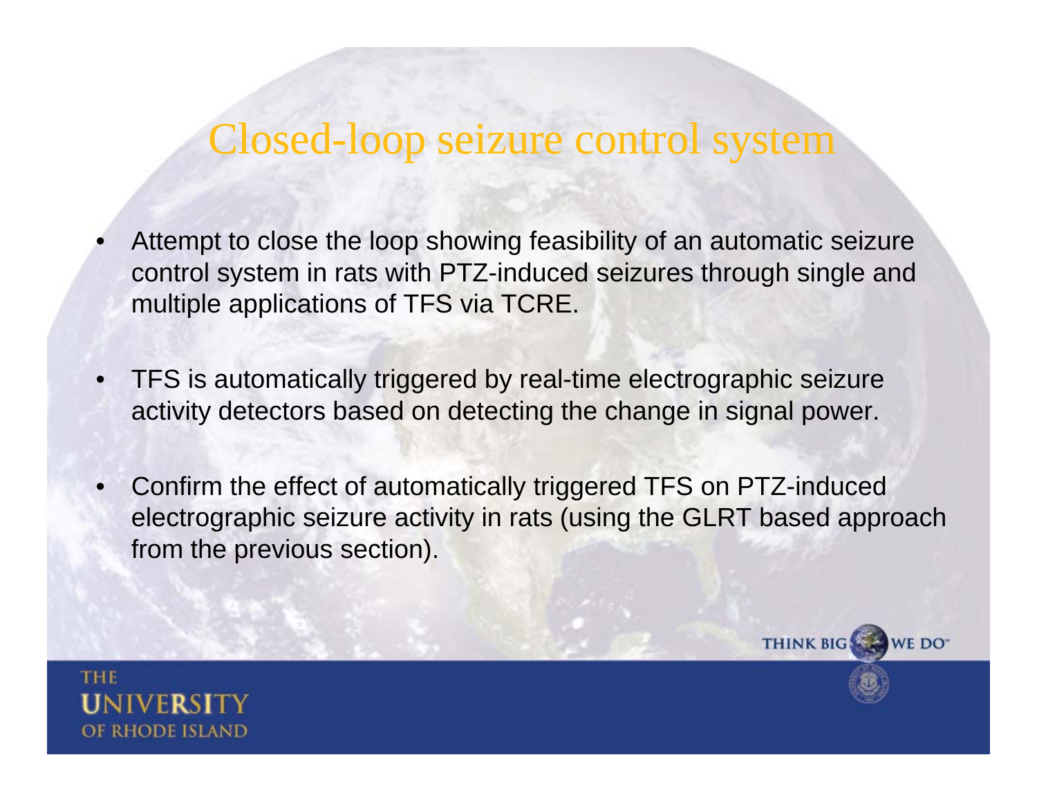# Closed-loop seizure control system

- Attempt to close the loop showing feasibility of an automatic seizure control system in rats with PTZ-induced seizures through single and multiple applications of TFS via TCRE.
- TFS is automatically triggered by real-time electrographic seizure activity detectors based on detecting the change in signal power.
- Confirm the effect of automatically triggered TFS on PTZ-induced electrographic seizure activity in rats (using the GLRT based approach from the previous section).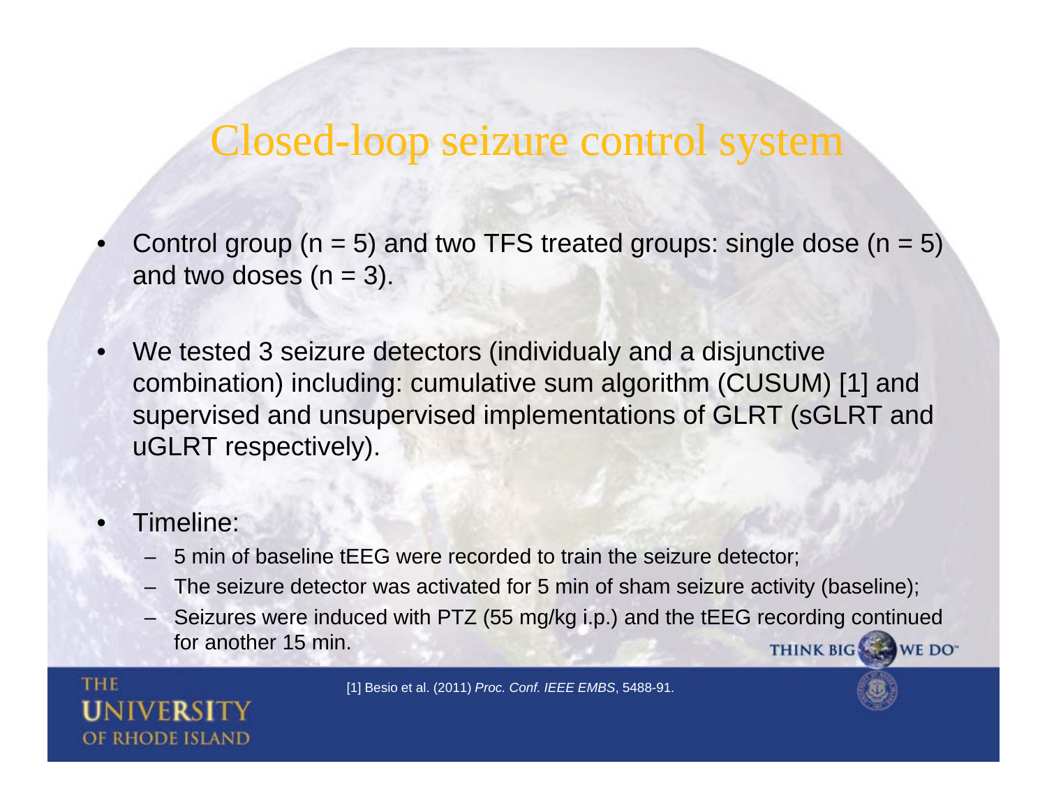# Closed-loop seizure control system

- Control group (n = 5) and two TFS treated groups: single dose (n = 5) and two doses (n = 3).
- We tested 3 seizure detectors (individualy and a disjunctive combination) including: cumulative sum algorithm (CUSUM) [1] and supervised and unsupervised implementations of GLRT (sGLRT and uGLRT respectively).
- Timeline:
  - 5 min of baseline tEEG were recorded to train the seizure detector;
  - The seizure detector was activated for 5 min of sham seizure activity (baseline);
  - Seizures were induced with PTZ (55 mg/kg i.p.) and the tEEG recording continued for another 15 min.

[1] Besio et al. (2011) *Proc. Conf. IEEE EMBS*, 5488-91.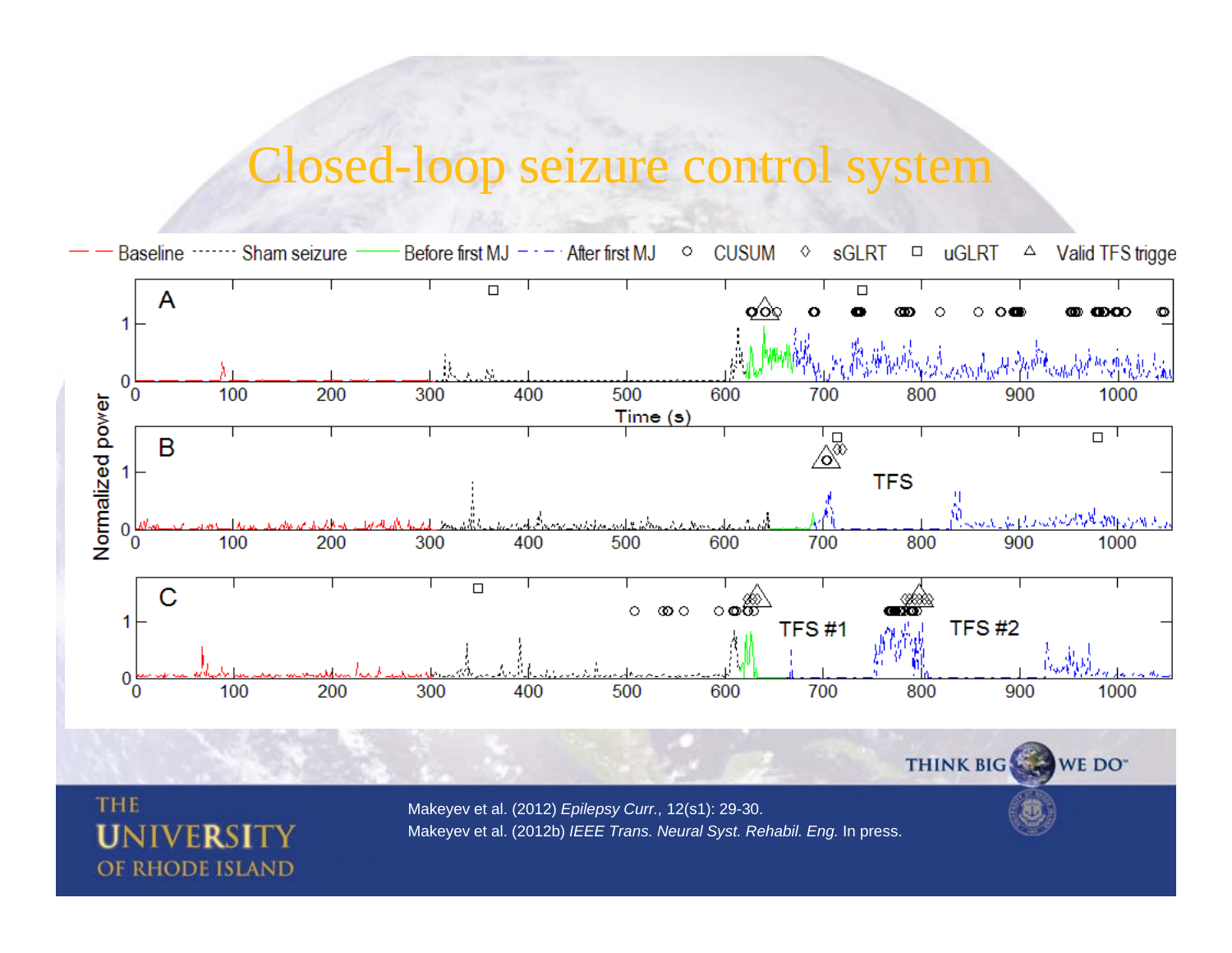# Closed-loop seizure control system

Makeyev et al. (2012) *Epilepsy Curr.*, 12(s1): 29-30.

Makeyev et al. (2012b) *IEEE Trans. Neural Syst. Rehabil. Eng.* In press.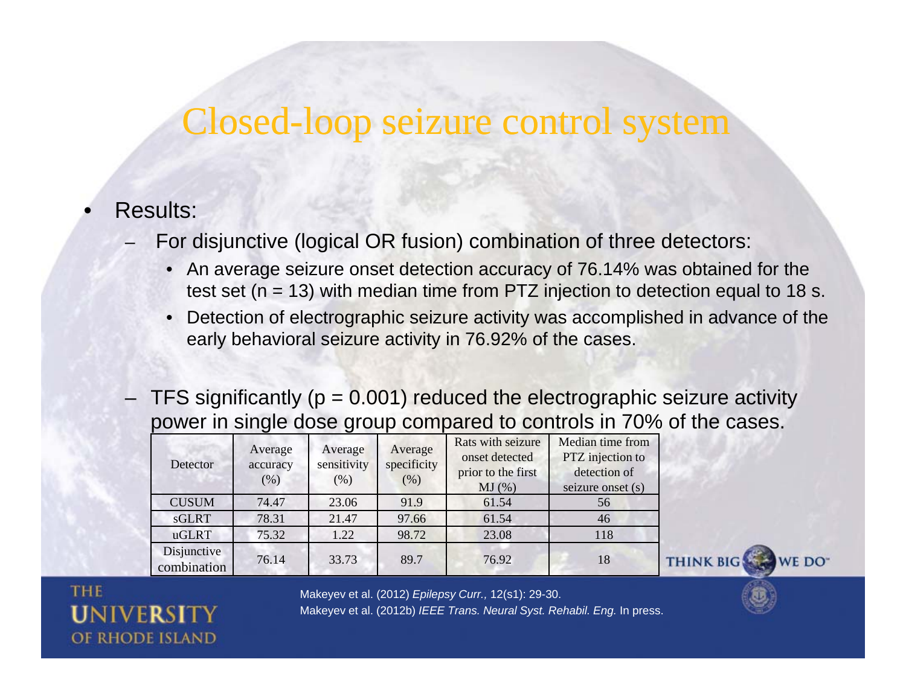# Closed-loop seizure control system

- Results:
  - For disjunctive (logical OR fusion) combination of three detectors:
    - An average seizure onset detection accuracy of 76.14% was obtained for the test set (n = 13) with median time from PTZ injection to detection equal to 18 s.
    - Detection of electrographic seizure activity was accomplished in advance of the early behavioral seizure activity in 76.92% of the cases.
  - TFS significantly ($p = 0.001$) reduced the electrographic seizure activity power in single dose group compared to controls in 70% of the cases.

| Detector | Average accuracy (%) | Average sensitivity (%) | Average specificity (%) | Rats with seizure onset detected prior to the first MJ (%) | Median time from PTZ injection to detection of seizure onset (s) |
|---|---|---|---|---|---|
| CUSUM | 74.47 | 23.06 | 91.9 | 61.54 | 56 |
| sGLRT | 78.31 | 21.47 | 97.66 | 61.54 | 46 |
| uGLRT | 75.32 | 1.22 | 98.72 | 23.08 | 118 |
| Disjunctive combination | 76.14 | 33.73 | 89.7 | 76.92 | 18 |

Makeyev et al. (2012) *Epilepsy Curr.,* 12(s1): 29-30.
Makeyev et al. (2012b) *IEEE Trans. Neural Syst. Rehabil. Eng.* In press.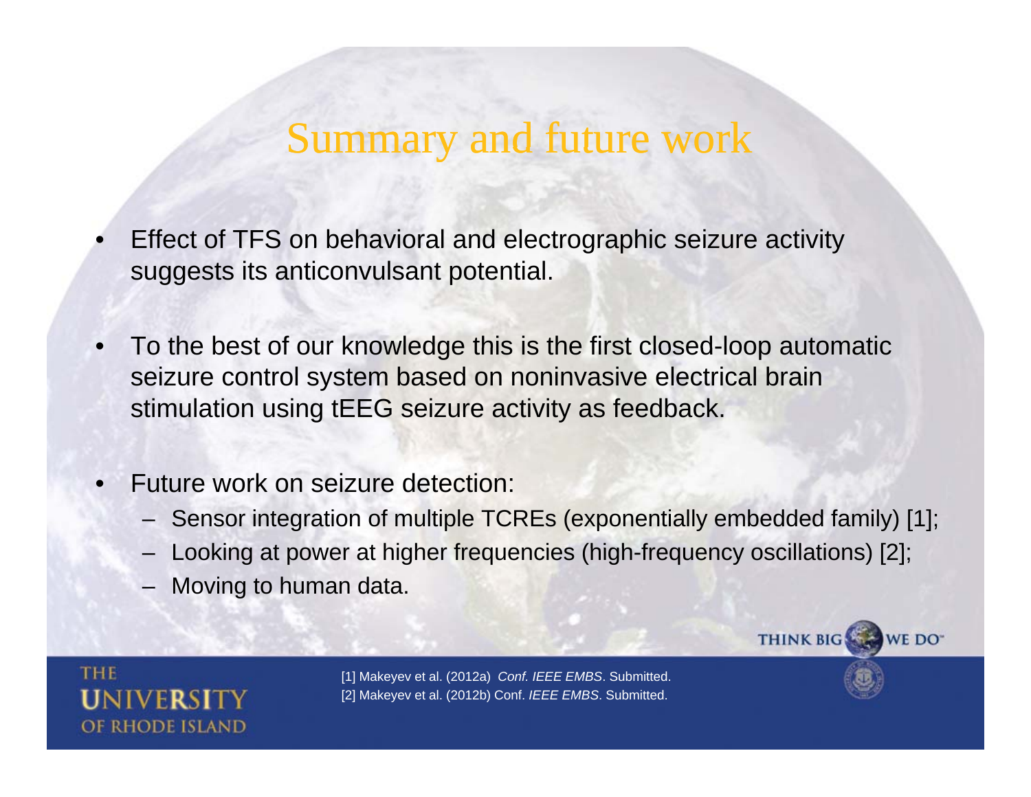# Summary and future work

- Effect of TFS on behavioral and electrographic seizure activity suggests its anticonvulsant potential.
- To the best of our knowledge this is the first closed-loop automatic seizure control system based on noninvasive electrical brain stimulation using tEEG seizure activity as feedback.
- Future work on seizure detection:
  - Sensor integration of multiple TCREs (exponentially embedded family) [1];
  - Looking at power at higher frequencies (high-frequency oscillations) [2];
  - Moving to human data.

[1] Makeyev et al. (2012a) *Conf. IEEE EMBS*. Submitted.
[2] Makeyev et al. (2012b) Conf. *IEEE EMBS*. Submitted.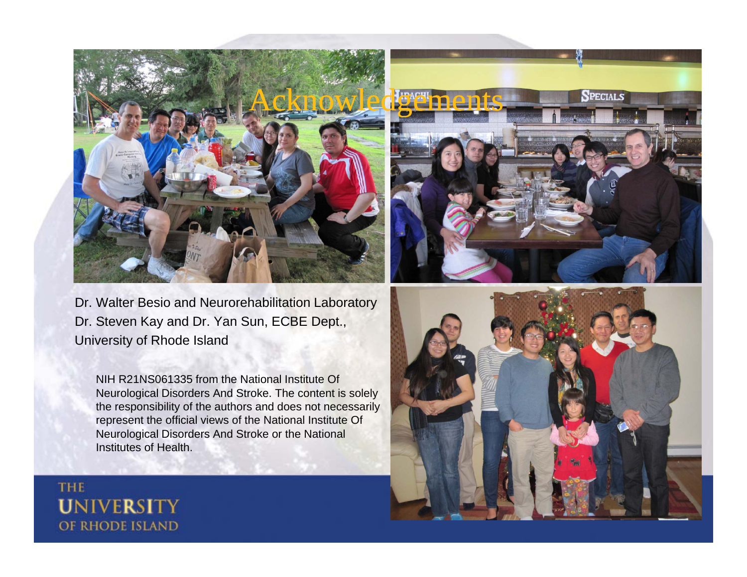# Acknowledgements

Dr. Walter Besio and Neurorehabilitation Laboratory
Dr. Steven Kay and Dr. Yan Sun, ECBE Dept.,
University of Rhode Island

NIH R21NS061335 from the National Institute Of Neurological Disorders And Stroke. The content is solely the responsibility of the authors and does not necessarily represent the official views of the National Institute Of Neurological Disorders And Stroke or the National Institutes of Health.

THE UNIVERSITY OF RHODE ISLAND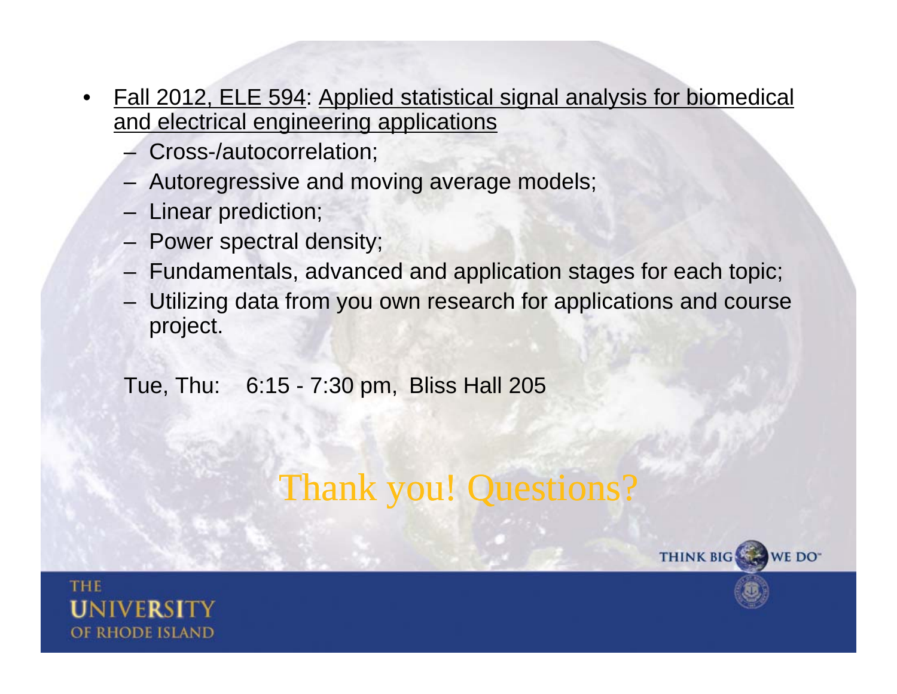- Fall 2012, ELE 594: Applied statistical signal analysis for biomedical and electrical engineering applications
  - Cross-/autocorrelation;
  - Autoregressive and moving average models;
  - Linear prediction;
  - Power spectral density;
  - Fundamentals, advanced and application stages for each topic;
  - Utilizing data from you own research for applications and course project.

Tue, Thu: 6:15 - 7:30 pm, Bliss Hall 205

Thank you! Questions?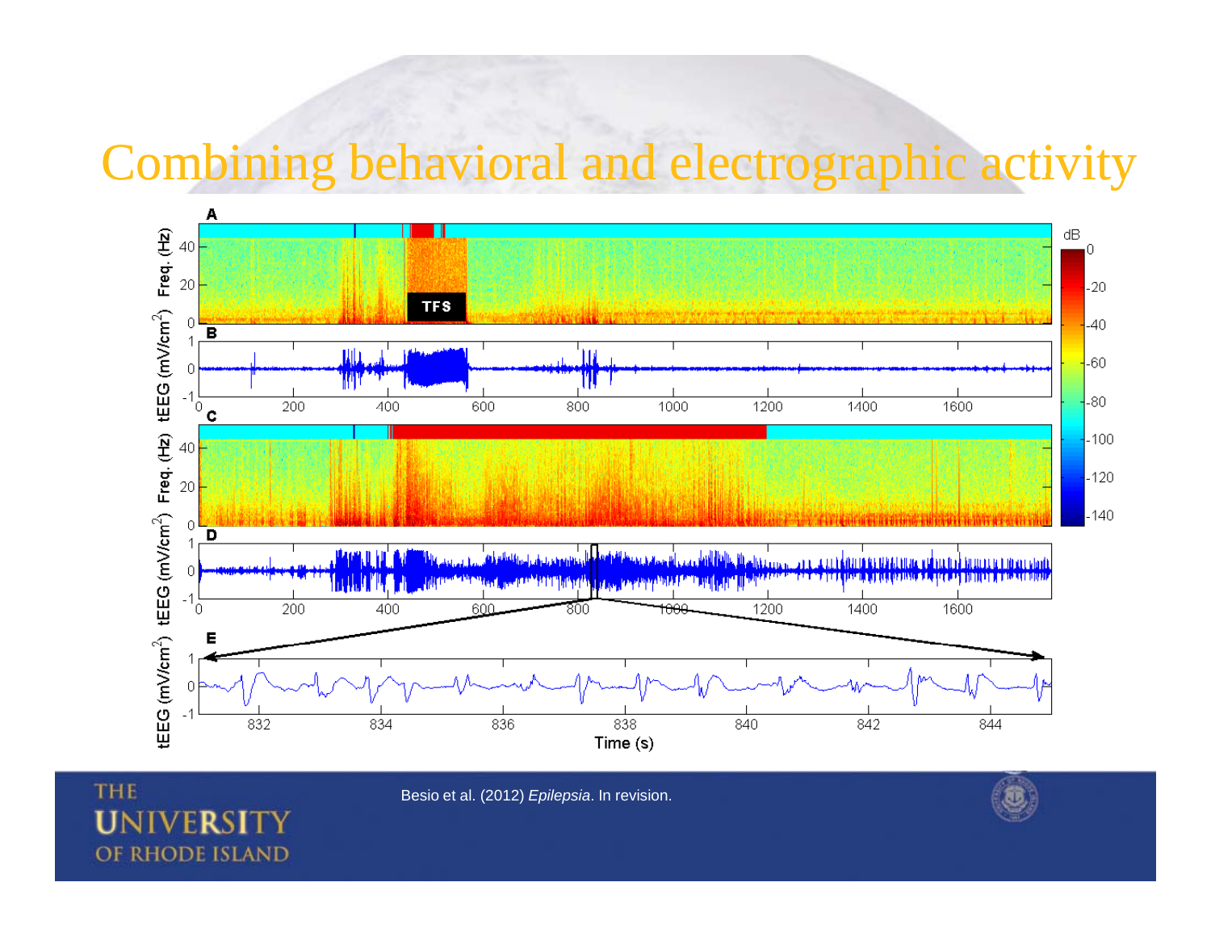# Combining behavioral and electrographic activity

A

Freq. (Hz)

40

20

0

TFS

B

tEEG (mV/cm$^2$)

1

0

-1

0 200 400 600 800 1000 1200 1400 1600

C

Freq. (Hz)

40

20

0

D

tEEG (mV/cm$^2$)

1

0

-1

0 200 400 600 800 1000 1200 1400 1600

E

tEEG (mV/cm$^2$)

1

0

-1

832 834 836 838 840 842 844

Time (s)

dB

0

-20

-40

-60

-80

-100

-120

-140

Besio et al. (2012) *Epilepsia*. In revision.